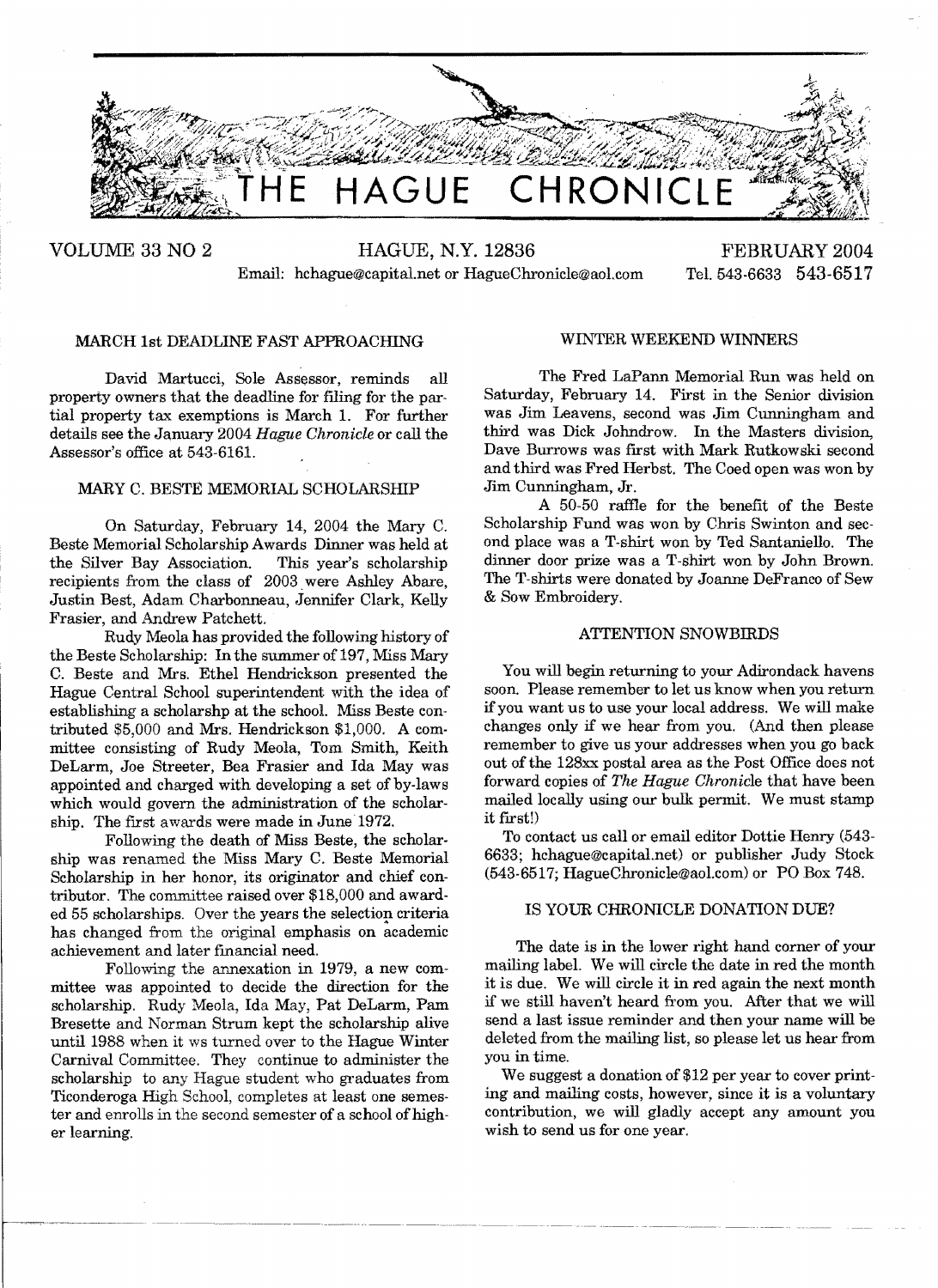# THE HAGUE CHRONICLE

VOLUME 33 NO 2 — HAGUE, N.Y. 12836 — FEBRUARY 2004

Email: hchague@capital.net or HagueChronicle@aol.com — Tel. 543-6633 543-6517

## MARCH 1st DEADLINE FAST APPROACHING

David Martucci, Sole Assessor, reminds all property owners that the deadline for filing for the partial property tax exemptions is March 1. For further details see the January 2004 *Hague Chronicle* or call the Assessor's office at 543-6161.

## MARY C. BESTE MEMORIAL SCHOLARSHIP

On Saturday, February 14, 2004 the Mary C. Beste Memorial Scholarship Awards Dinner was held at the Silver Bay Association. This year's scholarship recipients from the class of 2003 were Ashley Abare, Justin Best, Adam Charbonneau, Jennifer Clark, Kelly Frasier, and Andrew Patchett.

Rudy Meola has provided the following history of the Beste Scholarship: In the summer of 197, Miss Mary C. Beste and Mrs. Ethel Hendrickson presented the Hague Central School superintendent with the idea of establishing a scholarshp at the school. Miss Beste contributed $5,000 and Mrs. Hendrickson $1,000. A committee consisting of Rudy Meola, Tom Smith, Keith DeLarm, Joe Streeter, Bea Frasier and Ida May was appointed and charged with developing a set of by-laws which would govern the administration of the scholarship. The first awards were made in June 1972.

Following the death of Miss Beste, the scholarship was renamed the Miss Mary C. Beste Memorial Scholarship in her honor, its originator and chief contributor. The committee raised over $18,000 and awarded 55 scholarships. Over the years the selection criteria has changed from the original emphasis on academic achievement and later financial need.

Following the annexation in 1979, a new committee was appointed to decide the direction for the scholarship. Rudy Meola, Ida May, Pat DeLarm, Pam Bresette and Norman Strum kept the scholarship alive until 1988 when it ws turned over to the Hague Winter Carnival Committee. They continue to administer the scholarship to any Hague student who graduates from Ticonderoga High School, completes at least one semester and enrolls in the second semester of a school of higher learning.

## WINTER WEEKEND WINNERS

The Fred LaPann Memorial Run was held on Saturday, February 14. First in the Senior division was Jim Leavens, second was Jim Cunningham and third was Dick Johndrow. In the Masters division, Dave Burrows was first with Mark Rutkowski second and third was Fred Herbst. The Coed open was won by Jim Cunningham, Jr.

A 50-50 raffle for the benefit of the Beste Scholarship Fund was won by Chris Swinton and second place was a T-shirt won by Ted Santaniello. The dinner door prize was a T-shirt won by John Brown. The T-shirts were donated by Joanne DeFranco of Sew & Sow Embroidery.

## ATTENTION SNOWBIRDS

You will begin returning to your Adirondack havens soon. Please remember to let us know when you return if you want us to use your local address. We will make changes only if we hear from you. (And then please remember to give us your addresses when you go back out of the 128xx postal area as the Post Office does not forward copies of *The Hague Chronicle* that have been mailed locally using our bulk permit. We must stamp it first!)

To contact us call or email editor Dottie Henry (543-6633; hchague@capital.net) or publisher Judy Stock (543-6517; HagueChronicle@aol.com) or PO Box 748.

## IS YOUR CHRONICLE DONATION DUE?

The date is in the lower right hand corner of your mailing label. We will circle the date in red the month it is due. We will circle it in red again the next month if we still haven't heard from you. After that we will send a last issue reminder and then your name will be deleted from the mailing list, so please let us hear from you in time.

We suggest a donation of $12 per year to cover printing and mailing costs, however, since it is a voluntary contribution, we will gladly accept any amount you wish to send us for one year.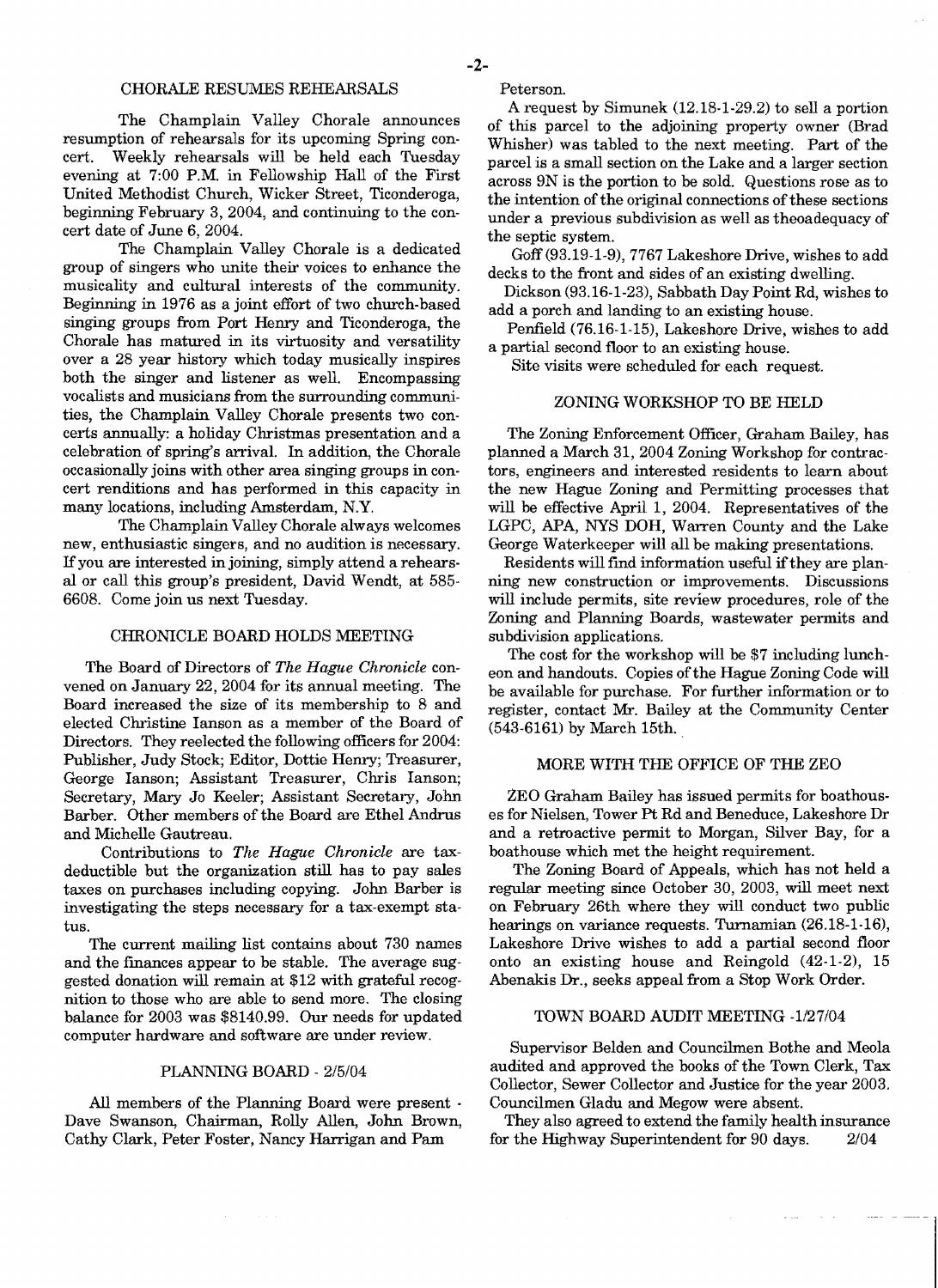## CHORALE RESUMES REHEARSALS

The Champlain Valley Chorale announces resumption of rehearsals for its upcoming Spring concert. Weekly rehearsals will be held each Tuesday evening at 7:00 P.M. in Fellowship Hall of the First United Methodist Church, Wicker Street, Ticonderoga, beginning February 3, 2004, and continuing to the concert date of June 6, 2004.

The Champlain Valley Chorale is a dedicated group of singers who unite their voices to enhance the musicality and cultural interests of the community. Beginning in 1976 as a joint effort of two church-based singing groups from Port Henry and Ticonderoga, the Chorale has matured in its virtuosity and versatility over a 28 year history which today musically inspires both the singer and listener as well. Encompassing vocalists and musicians from the surrounding communities, the Champlain Valley Chorale presents two concerts annually: a holiday Christmas presentation and a celebration of spring's arrival. In addition, the Chorale occasionally joins with other area singing groups in concert renditions and has performed in this capacity in many locations, including Amsterdam, N.Y.

The Champlain Valley Chorale always welcomes new, enthusiastic singers, and no audition is necessary. If you are interested in joining, simply attend a rehearsal or call this group's president, David Wendt, at 585-6608. Come join us next Tuesday.

## CHRONICLE BOARD HOLDS MEETING

The Board of Directors of *The Hague Chronicle* convened on January 22, 2004 for its annual meeting. The Board increased the size of its membership to 8 and elected Christine Ianson as a member of the Board of Directors. They reelected the following officers for 2004: Publisher, Judy Stock; Editor, Dottie Henry; Treasurer, George Ianson; Assistant Treasurer, Chris Ianson; Secretary, Mary Jo Keeler; Assistant Secretary, John Barber. Other members of the Board are Ethel Andrus and Michelle Gautreau.

Contributions to *The Hague Chronicle* are tax-deductible but the organization still has to pay sales taxes on purchases including copying. John Barber is investigating the steps necessary for a tax-exempt status.

The current mailing list contains about 730 names and the finances appear to be stable. The average suggested donation will remain at $12 with grateful recognition to those who are able to send more. The closing balance for 2003 was $8140.99. Our needs for updated computer hardware and software are under review.

## PLANNING BOARD - 2/5/04

All members of the Planning Board were present - Dave Swanson, Chairman, Rolly Allen, John Brown, Cathy Clark, Peter Foster, Nancy Harrigan and Pam Peterson.

A request by Simunek (12.18-1-29.2) to sell a portion of this parcel to the adjoining property owner (Brad Whisher) was tabled to the next meeting. Part of the parcel is a small section on the Lake and a larger section across 9N is the portion to be sold. Questions rose as to the intention of the original connections of these sections under a previous subdivision as well as theoadequacy of the septic system.

Goff (93.19-1-9), 7767 Lakeshore Drive, wishes to add decks to the front and sides of an existing dwelling.

Dickson (93.16-1-23), Sabbath Day Point Rd, wishes to add a porch and landing to an existing house.

Penfield (76.16-1-15), Lakeshore Drive, wishes to add a partial second floor to an existing house.

Site visits were scheduled for each request.

## ZONING WORKSHOP TO BE HELD

The Zoning Enforcement Officer, Graham Bailey, has planned a March 31, 2004 Zoning Workshop for contractors, engineers and interested residents to learn about the new Hague Zoning and Permitting processes that will be effective April 1, 2004. Representatives of the LGPC, APA, NYS DOH, Warren County and the Lake George Waterkeeper will all be making presentations.

Residents will find information useful if they are planning new construction or improvements. Discussions will include permits, site review procedures, role of the Zoning and Planning Boards, wastewater permits and subdivision applications.

The cost for the workshop will be $7 including luncheon and handouts. Copies of the Hague Zoning Code will be available for purchase. For further information or to register, contact Mr. Bailey at the Community Center (543-6161) by March 15th.

## MORE WITH THE OFFICE OF THE ZEO

ZEO Graham Bailey has issued permits for boathouses for Nielsen, Tower Pt Rd and Beneduce, Lakeshore Dr and a retroactive permit to Morgan, Silver Bay, for a boathouse which met the height requirement.

The Zoning Board of Appeals, which has not held a regular meeting since October 30, 2003, will meet next on February 26th where they will conduct two public hearings on variance requests. Turnamian (26.18-1-16), Lakeshore Drive wishes to add a partial second floor onto an existing house and Reingold (42-1-2), 15 Abenakis Dr., seeks appeal from a Stop Work Order.

## TOWN BOARD AUDIT MEETING -1/27/04

Supervisor Belden and Councilmen Bothe and Meola audited and approved the books of the Town Clerk, Tax Collector, Sewer Collector and Justice for the year 2003. Councilmen Gladu and Megow were absent.

They also agreed to extend the family health insurance for the Highway Superintendent for 90 days. 2/04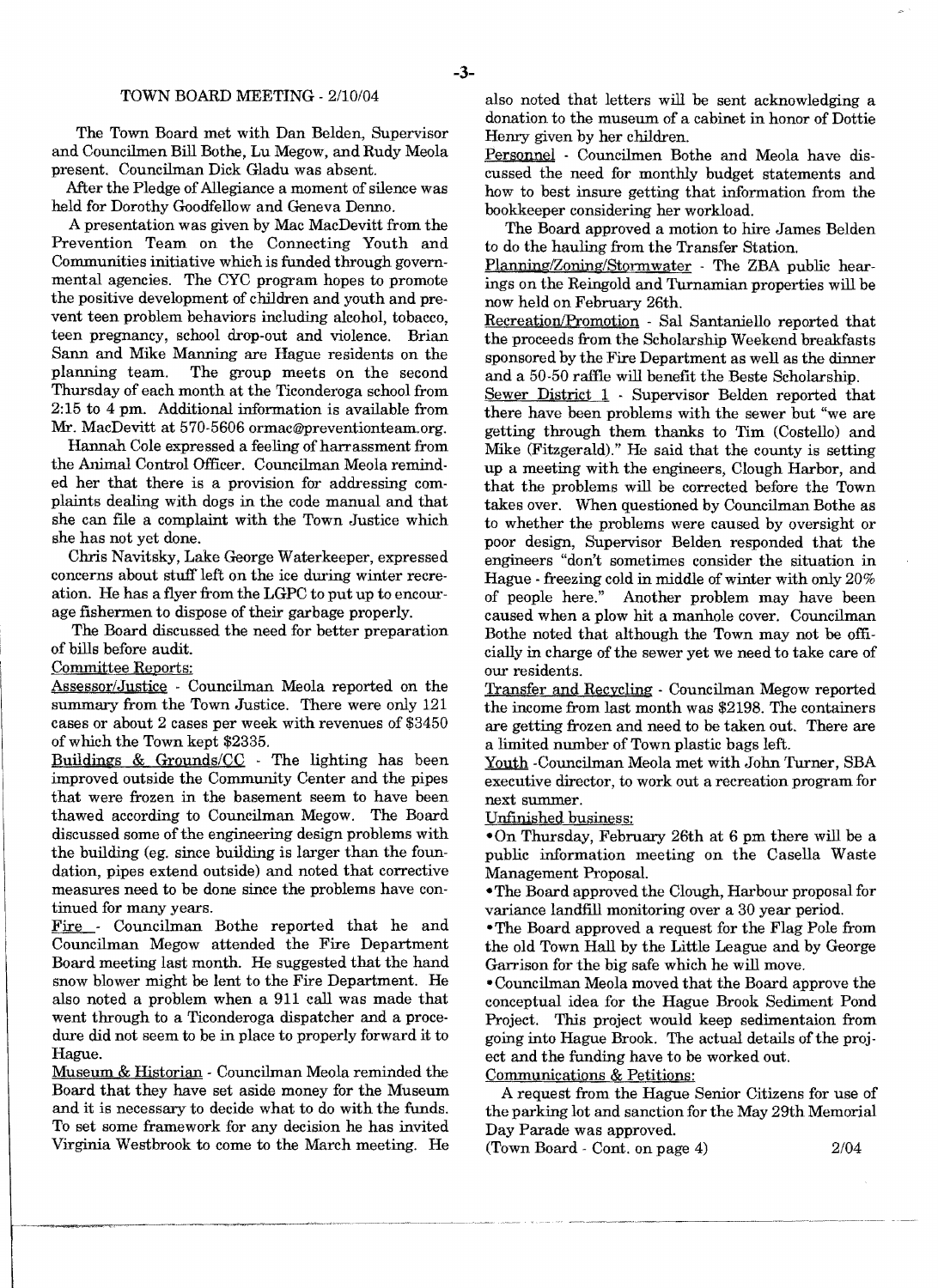## TOWN BOARD MEETING - 2/10/04

The Town Board met with Dan Belden, Supervisor and Councilmen Bill Bothe, Lu Megow, and Rudy Meola present. Councilman Dick Gladu was absent.

After the Pledge of Allegiance a moment of silence was held for Dorothy Goodfellow and Geneva Denno.

A presentation was given by Mac MacDevitt from the Prevention Team on the Connecting Youth and Communities initiative which is funded through governmental agencies. The CYC program hopes to promote the positive development of children and youth and prevent teen problem behaviors including alcohol, tobacco, teen pregnancy, school drop-out and violence. Brian Sann and Mike Manning are Hague residents on the planning team. The group meets on the second Thursday of each month at the Ticonderoga school from 2:15 to 4 pm. Additional information is available from Mr. MacDevitt at 570-5606 ormac@preventionteam.org.

Hannah Cole expressed a feeling of harrassment from the Animal Control Officer. Councilman Meola reminded her that there is a provision for addressing complaints dealing with dogs in the code manual and that she can file a complaint with the Town Justice which she has not yet done.

Chris Navitsky, Lake George Waterkeeper, expressed concerns about stuff left on the ice during winter recreation. He has a flyer from the LGPC to put up to encourage fishermen to dispose of their garbage properly.

The Board discussed the need for better preparation of bills before audit.

Committee Reports:

Assessor/Justice - Councilman Meola reported on the summary from the Town Justice. There were only 121 cases or about 2 cases per week with revenues of $3450 of which the Town kept $2335.

Buildings & Grounds/CC - The lighting has been improved outside the Community Center and the pipes that were frozen in the basement seem to have been thawed according to Councilman Megow. The Board discussed some of the engineering design problems with the building (eg. since building is larger than the foundation, pipes extend outside) and noted that corrective measures need to be done since the problems have continued for many years.

Fire - Councilman Bothe reported that he and Councilman Megow attended the Fire Department Board meeting last month. He suggested that the hand snow blower might be lent to the Fire Department. He also noted a problem when a 911 call was made that went through to a Ticonderoga dispatcher and a procedure did not seem to be in place to properly forward it to Hague.

Museum & Historian - Councilman Meola reminded the Board that they have set aside money for the Museum and it is necessary to decide what to do with the funds. To set some framework for any decision he has invited Virginia Westbrook to come to the March meeting. He also noted that letters will be sent acknowledging a donation to the museum of a cabinet in honor of Dottie Henry given by her children.

Personnel - Councilmen Bothe and Meola have discussed the need for monthly budget statements and how to best insure getting that information from the bookkeeper considering her workload.

The Board approved a motion to hire James Belden to do the hauling from the Transfer Station.

Planning/Zoning/Stormwater - The ZBA public hearings on the Reingold and Turnamian properties will be now held on February 26th.

Recreation/Promotion - Sal Santaniello reported that the proceeds from the Scholarship Weekend breakfasts sponsored by the Fire Department as well as the dinner and a 50-50 raffle will benefit the Beste Scholarship.

Sewer District 1 - Supervisor Belden reported that there have been problems with the sewer but "we are getting through them thanks to Tim (Costello) and Mike (Fitzgerald)." He said that the county is setting up a meeting with the engineers, Clough Harbor, and that the problems will be corrected before the Town takes over. When questioned by Councilman Bothe as to whether the problems were caused by oversight or poor design, Supervisor Belden responded that the engineers "don't sometimes consider the situation in Hague - freezing cold in middle of winter with only 20% of people here." Another problem may have been caused when a plow hit a manhole cover. Councilman Bothe noted that although the Town may not be officially in charge of the sewer yet we need to take care of our residents.

Transfer and Recycling - Councilman Megow reported the income from last month was $2198. The containers are getting frozen and need to be taken out. There are a limited number of Town plastic bags left.

Youth -Councilman Meola met with John Turner, SBA executive director, to work out a recreation program for next summer.

Unfinished business:

- On Thursday, February 26th at 6 pm there will be a public information meeting on the Casella Waste Management Proposal.
- The Board approved the Clough, Harbour proposal for variance landfill monitoring over a 30 year period.
- The Board approved a request for the Flag Pole from the old Town Hall by the Little League and by George Garrison for the big safe which he will move.
- Councilman Meola moved that the Board approve the conceptual idea for the Hague Brook Sediment Pond Project. This project would keep sedimentaion from going into Hague Brook. The actual details of the project and the funding have to be worked out.

Communications & Petitions:

A request from the Hague Senior Citizens for use of the parking lot and sanction for the May 29th Memorial Day Parade was approved.

(Town Board - Cont. on page 4)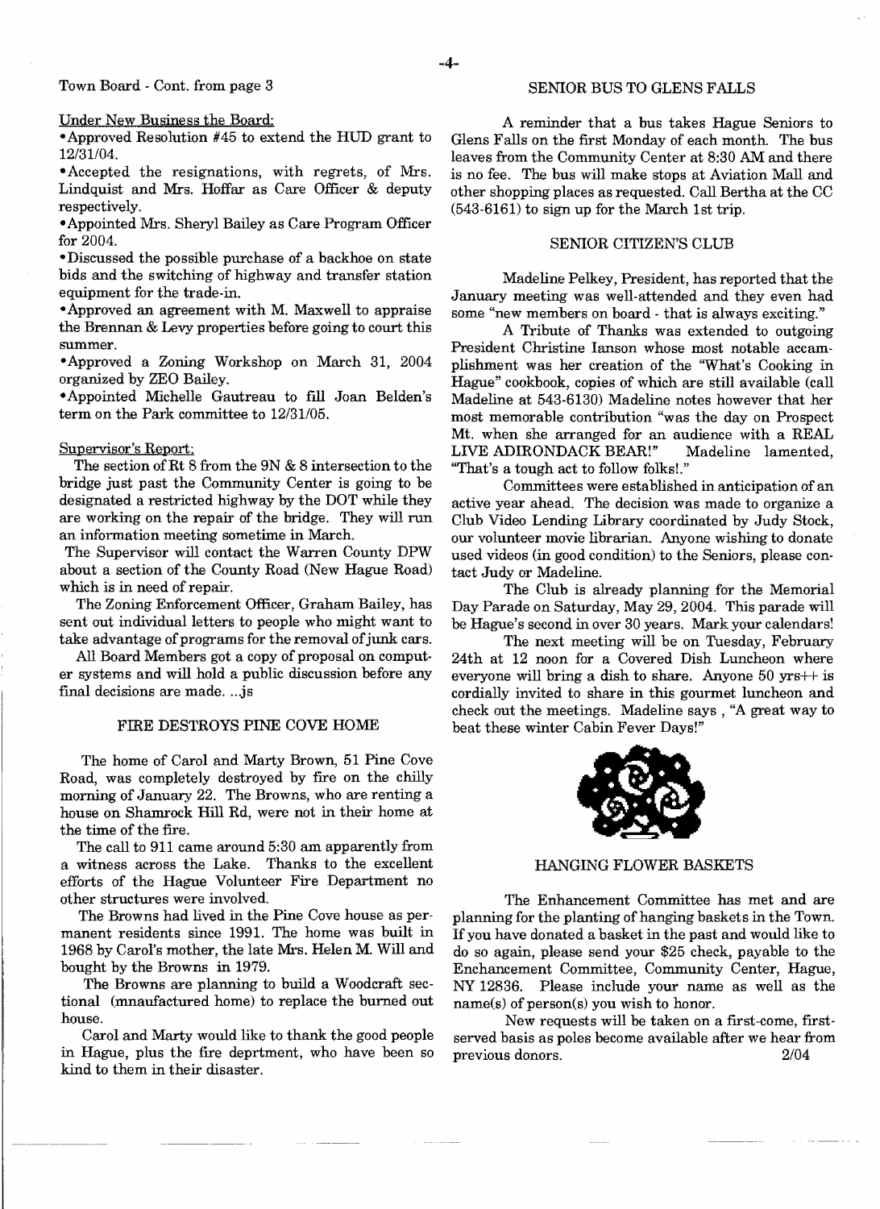Town Board - Cont. from page 3

Under New Business the Board:

- Approved Resolution #45 to extend the HUD grant to 12/31/04.
- Accepted the resignations, with regrets, of Mrs. Lindquist and Mrs. Hoffar as Care Officer & deputy respectively.
- Appointed Mrs. Sheryl Bailey as Care Program Officer for 2004.
- Discussed the possible purchase of a backhoe on state bids and the switching of highway and transfer station equipment for the trade-in.
- Approved an agreement with M. Maxwell to appraise the Brennan & Levy properties before going to court this summer.
- Approved a Zoning Workshop on March 31, 2004 organized by ZEO Bailey.
- Appointed Michelle Gautreau to fill Joan Belden's term on the Park committee to 12/31/05.

Supervisor's Report:

The section of Rt 8 from the 9N & 8 intersection to the bridge just past the Community Center is going to be designated a restricted highway by the DOT while they are working on the repair of the bridge. They will run an information meeting sometime in March.

The Supervisor will contact the Warren County DPW about a section of the County Road (New Hague Road) which is in need of repair.

The Zoning Enforcement Officer, Graham Bailey, has sent out individual letters to people who might want to take advantage of programs for the removal of junk cars.

All Board Members got a copy of proposal on computer systems and will hold a public discussion before any final decisions are made. ...js

## FIRE DESTROYS PINE COVE HOME

The home of Carol and Marty Brown, 51 Pine Cove Road, was completely destroyed by fire on the chilly morning of January 22. The Browns, who are renting a house on Shamrock Hill Rd, were not in their home at the time of the fire.

The call to 911 came around 5:30 am apparently from a witness across the Lake. Thanks to the excellent efforts of the Hague Volunteer Fire Department no other structures were involved.

The Browns had lived in the Pine Cove house as permanent residents since 1991. The home was built in 1968 by Carol's mother, the late Mrs. Helen M. Will and bought by the Browns in 1979.

The Browns are planning to build a Woodcraft sectional (mnaufactured home) to replace the burned out house.

Carol and Marty would like to thank the good people in Hague, plus the fire deprtment, who have been so kind to them in their disaster.

## SENIOR BUS TO GLENS FALLS

A reminder that a bus takes Hague Seniors to Glens Falls on the first Monday of each month. The bus leaves from the Community Center at 8:30 AM and there is no fee. The bus will make stops at Aviation Mall and other shopping places as requested. Call Bertha at the CC (543-6161) to sign up for the March 1st trip.

## SENIOR CITIZEN'S CLUB

Madeline Pelkey, President, has reported that the January meeting was well-attended and they even had some "new members on board - that is always exciting."

A Tribute of Thanks was extended to outgoing President Christine Ianson whose most notable accamplishment was her creation of the "What's Cooking in Hague" cookbook, copies of which are still available (call Madeline at 543-6130) Madeline notes however that her most memorable contribution "was the day on Prospect Mt. when she arranged for an audience with a REAL LIVE ADIRONDACK BEAR!" Madeline lamented, "That's a tough act to follow folks!."

Committees were established in anticipation of an active year ahead. The decision was made to organize a Club Video Lending Library coordinated by Judy Stock, our volunteer movie librarian. Anyone wishing to donate used videos (in good condition) to the Seniors, please contact Judy or Madeline.

The Club is already planning for the Memorial Day Parade on Saturday, May 29, 2004. This parade will be Hague's second in over 30 years. Mark your calendars!

The next meeting will be on Tuesday, February 24th at 12 noon for a Covered Dish Luncheon where everyone will bring a dish to share. Anyone 50 yrs++ is cordially invited to share in this gourmet luncheon and check out the meetings. Madeline says , "A great way to beat these winter Cabin Fever Days!"

## HANGING FLOWER BASKETS

The Enhancement Committee has met and are planning for the planting of hanging baskets in the Town. If you have donated a basket in the past and would like to do so again, please send your $25 check, payable to the Enchancement Committee, Community Center, Hague, NY 12836. Please include your name as well as the name(s) of person(s) you wish to honor.

New requests will be taken on a first-come, first-served basis as poles become available after we hear from previous donors. 2/04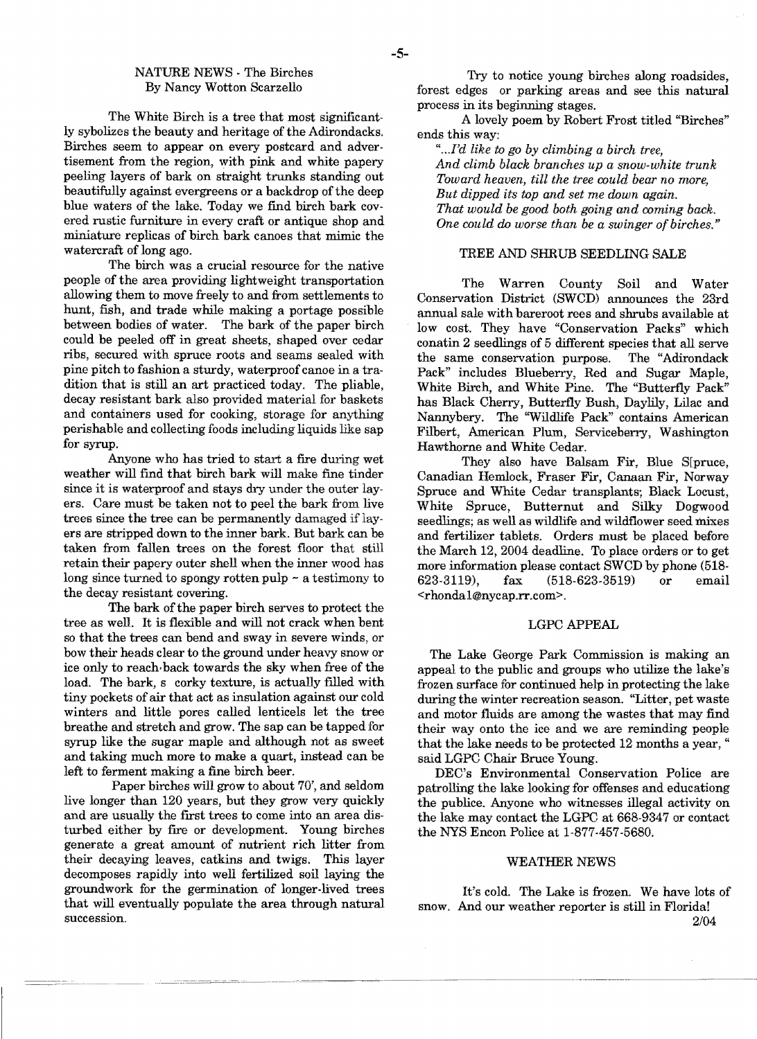## NATURE NEWS - The Birches
By Nancy Wotton Scarzello

The White Birch is a tree that most significantly sybolizes the beauty and heritage of the Adirondacks. Birches seem to appear on every postcard and advertisement from the region, with pink and white papery peeling layers of bark on straight trunks standing out beautifully against evergreens or a backdrop of the deep blue waters of the lake. Today we find birch bark covered rustic furniture in every craft or antique shop and miniature replicas of birch bark canoes that mimic the watercraft of long ago.

The birch was a crucial resource for the native people of the area providing lightweight transportation allowing them to move freely to and from settlements to hunt, fish, and trade while making a portage possible between bodies of water. The bark of the paper birch could be peeled off in great sheets, shaped over cedar ribs, secured with spruce roots and seams sealed with pine pitch to fashion a sturdy, waterproof canoe in a tradition that is still an art practiced today. The pliable, decay resistant bark also provided material for baskets and containers used for cooking, storage for anything perishable and collecting foods including liquids like sap for syrup.

Anyone who has tried to start a fire during wet weather will find that birch bark will make fine tinder since it is waterproof and stays dry under the outer layers. Care must be taken not to peel the bark from live trees since the tree can be permanently damaged if layers are stripped down to the inner bark. But bark can be taken from fallen trees on the forest floor that still retain their papery outer shell when the inner wood has long since turned to spongy rotten pulp ~ a testimony to the decay resistant covering.

The bark of the paper birch serves to protect the tree as well. It is flexible and will not crack when bent so that the trees can bend and sway in severe winds, or bow their heads clear to the ground under heavy snow or ice only to reach back towards the sky when free of the load. The bark, s corky texture, is actually filled with tiny pockets of air that act as insulation against our cold winters and little pores called lenticels let the tree breathe and stretch and grow. The sap can be tapped for syrup like the sugar maple and although not as sweet and taking much more to make a quart, instead can be left to ferment making a fine birch beer.

Paper birches will grow to about 70', and seldom live longer than 120 years, but they grow very quickly and are usually the first trees to come into an area disturbed either by fire or development. Young birches generate a great amount of nutrient rich litter from their decaying leaves, catkins and twigs. This layer decomposes rapidly into well fertilized soil laying the groundwork for the germination of longer-lived trees that will eventually populate the area through natural succession.

Try to notice young birches along roadsides, forest edges or parking areas and see this natural process in its beginning stages.

A lovely poem by Robert Frost titled "Birches" ends this way:

*"...I'd like to go by climbing a birch tree,*
*And climb black branches up a snow-white trunk*
*Toward heaven, till the tree could bear no more,*
*But dipped its top and set me down again.*
*That would be good both going and coming back.*
*One could do worse than be a swinger of birches."*

## TREE AND SHRUB SEEDLING SALE

The Warren County Soil and Water Conservation District (SWCD) announces the 23rd annual sale with bareroot rees and shrubs available at low cost. They have "Conservation Packs" which conatin 2 seedlings of 5 different species that all serve the same conservation purpose. The "Adirondack Pack" includes Blueberry, Red and Sugar Maple, White Birch, and White Pine. The "Butterfly Pack" has Black Cherry, Butterfly Bush, Daylily, Lilac and Nannybery. The "Wildlife Pack" contains American Filbert, American Plum, Serviceberry, Washington Hawthorne and White Cedar.

They also have Balsam Fir, Blue S[pruce, Canadian Hemlock, Fraser Fir, Canaan Fir, Norway Spruce and White Cedar transplants; Black Locust, White Spruce, Butternut and Silky Dogwood seedlings; as well as wildlife and wildflower seed mixes and fertilizer tablets. Orders must be placed before the March 12, 2004 deadline. To place orders or to get more information please contact SWCD by phone (518-623-3119), fax (518-623-3519) or email <rhonda1@nycap.rr.com>.

## LGPC APPEAL

The Lake George Park Commission is making an appeal to the public and groups who utilize the lake's frozen surface for continued help in protecting the lake during the winter recreation season. "Litter, pet waste and motor fluids are among the wastes that may find their way onto the ice and we are reminding people that the lake needs to be protected 12 months a year, " said LGPC Chair Bruce Young.

DEC's Environmental Conservation Police are patrolling the lake looking for offenses and educationg the publice. Anyone who witnesses illegal activity on the lake may contact the LGPC at 668-9347 or contact the NYS Encon Police at 1-877-457-5680.

## WEATHER NEWS

It's cold. The Lake is frozen. We have lots of snow. And our weather reporter is still in Florida!

2/04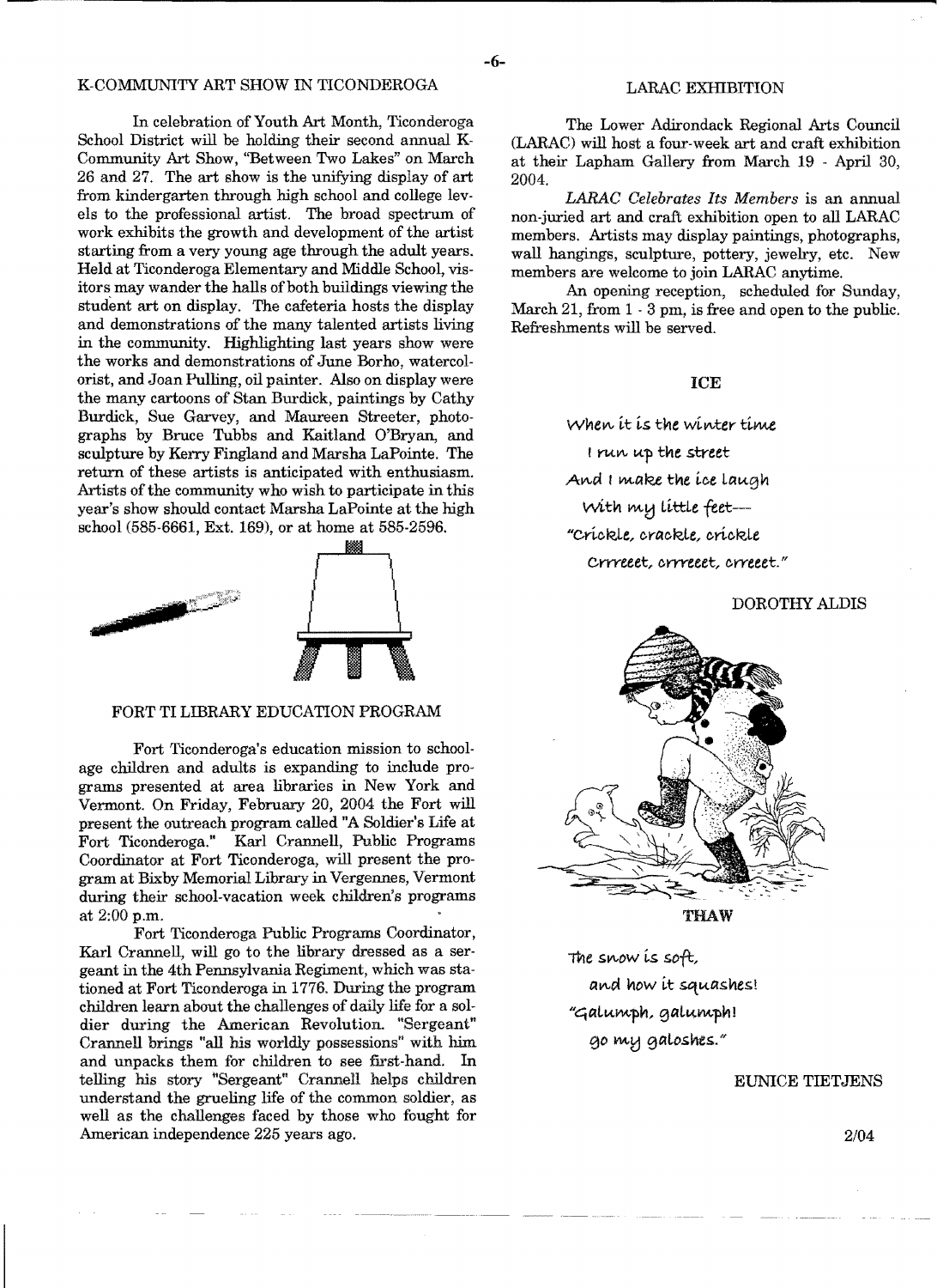## K-COMMUNITY ART SHOW IN TICONDEROGA

In celebration of Youth Art Month, Ticonderoga School District will be holding their second annual K-Community Art Show, "Between Two Lakes" on March 26 and 27. The art show is the unifying display of art from kindergarten through high school and college levels to the professional artist. The broad spectrum of work exhibits the growth and development of the artist starting from a very young age through the adult years. Held at Ticonderoga Elementary and Middle School, visitors may wander the halls of both buildings viewing the student art on display. The cafeteria hosts the display and demonstrations of the many talented artists living in the community. Highlighting last years show were the works and demonstrations of June Borho, watercolorist, and Joan Pulling, oil painter. Also on display were the many cartoons of Stan Burdick, paintings by Cathy Burdick, Sue Garvey, and Maureen Streeter, photographs by Bruce Tubbs and Kaitland O'Bryan, and sculpture by Kerry Fingland and Marsha LaPointe. The return of these artists is anticipated with enthusiasm. Artists of the community who wish to participate in this year's show should contact Marsha LaPointe at the high school (585-6661, Ext. 169), or at home at 585-2596.

## FORT TI LIBRARY EDUCATION PROGRAM

Fort Ticonderoga's education mission to school-age children and adults is expanding to include programs presented at area libraries in New York and Vermont. On Friday, February 20, 2004 the Fort will present the outreach program called "A Soldier's Life at Fort Ticonderoga." Karl Crannell, Public Programs Coordinator at Fort Ticonderoga, will present the program at Bixby Memorial Library in Vergennes, Vermont during their school-vacation week children's programs at 2:00 p.m.

Fort Ticonderoga Public Programs Coordinator, Karl Crannell, will go to the library dressed as a sergeant in the 4th Pennsylvania Regiment, which was stationed at Fort Ticonderoga in 1776. During the program children learn about the challenges of daily life for a soldier during the American Revolution. "Sergeant" Crannell brings "all his worldly possessions" with him and unpacks them for children to see first-hand. In telling his story "Sergeant" Crannell helps children understand the grueling life of the common soldier, as well as the challenges faced by those who fought for American independence 225 years ago.

## LARAC EXHIBITION

The Lower Adirondack Regional Arts Council (LARAC) will host a four-week art and craft exhibition at their Lapham Gallery from March 19 - April 30, 2004.

*LARAC Celebrates Its Members* is an annual non-juried art and craft exhibition open to all LARAC members. Artists may display paintings, photographs, wall hangings, sculpture, pottery, jewelry, etc. New members are welcome to join LARAC anytime.

An opening reception, scheduled for Sunday, March 21, from 1 - 3 pm, is free and open to the public. Refreshments will be served.

### ICE

When it is the winter time  
I run up the street  
And I make the ice laugh  
With my little feet—  
"Crickle, crackle, crickle  
Crrreeet, crrreeet, crreeet."

DOROTHY ALDIS

### THAW

The snow is soft,  
and how it squashes!  
"Galumph, galumph!  
go my galoshes."

EUNICE TIETJENS

2/04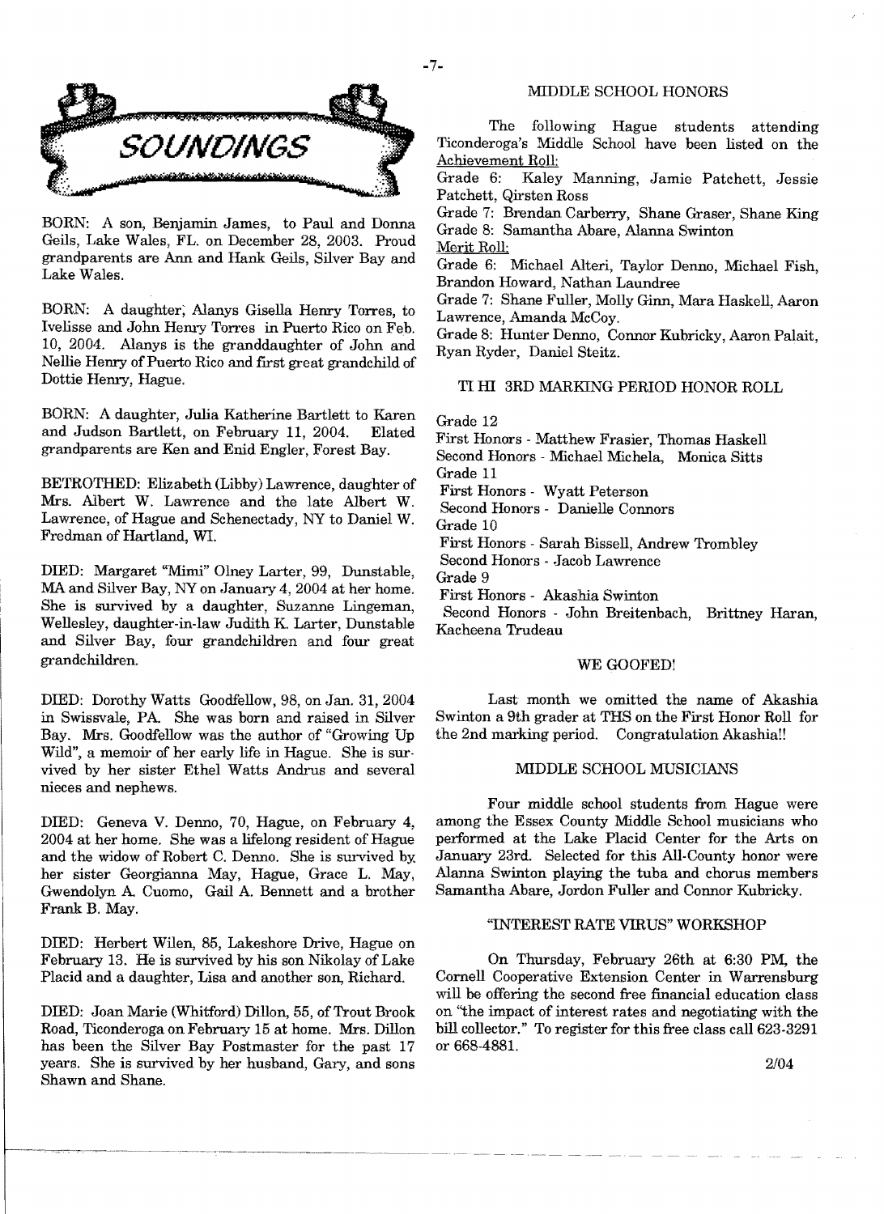# SOUNDINGS

BORN: A son, Benjamin James, to Paul and Donna Geils, Lake Wales, FL. on December 28, 2003. Proud grandparents are Ann and Hank Geils, Silver Bay and Lake Wales.

BORN: A daughter, Alanys Gisella Henry Torres, to Ivelisse and John Henry Torres in Puerto Rico on Feb. 10, 2004. Alanys is the granddaughter of John and Nellie Henry of Puerto Rico and first great grandchild of Dottie Henry, Hague.

BORN: A daughter, Julia Katherine Bartlett to Karen and Judson Bartlett, on February 11, 2004. Elated grandparents are Ken and Enid Engler, Forest Bay.

BETROTHED: Elizabeth (Libby) Lawrence, daughter of Mrs. Albert W. Lawrence and the late Albert W. Lawrence, of Hague and Schenectady, NY to Daniel W. Fredman of Hartland, WI.

DIED: Margaret "Mimi" Olney Larter, 99, Dunstable, MA and Silver Bay, NY on January 4, 2004 at her home. She is survived by a daughter, Suzanne Lingeman, Wellesley, daughter-in-law Judith K. Larter, Dunstable and Silver Bay, four grandchildren and four great grandchildren.

DIED: Dorothy Watts Goodfellow, 98, on Jan. 31, 2004 in Swissvale, PA. She was born and raised in Silver Bay. Mrs. Goodfellow was the author of "Growing Up Wild", a memoir of her early life in Hague. She is survived by her sister Ethel Watts Andrus and several nieces and nephews.

DIED: Geneva V. Denno, 70, Hague, on February 4, 2004 at her home. She was a lifelong resident of Hague and the widow of Robert C. Denno. She is survived by her sister Georgianna May, Hague, Grace L. May, Gwendolyn A. Cuomo, Gail A. Bennett and a brother Frank B. May.

DIED: Herbert Wilen, 85, Lakeshore Drive, Hague on February 13. He is survived by his son Nikolay of Lake Placid and a daughter, Lisa and another son, Richard.

DIED: Joan Marie (Whitford) Dillon, 55, of Trout Brook Road, Ticonderoga on February 15 at home. Mrs. Dillon has been the Silver Bay Postmaster for the past 17 years. She is survived by her husband, Gary, and sons Shawn and Shane.

## MIDDLE SCHOOL HONORS

The following Hague students attending Ticonderoga's Middle School have been listed on the Achievement Roll:

Grade 6: Kaley Manning, Jamie Patchett, Jessie Patchett, Qirsten Ross

Grade 7: Brendan Carberry, Shane Graser, Shane King

Grade 8: Samantha Abare, Alanna Swinton

Merit Roll:

Grade 6: Michael Alteri, Taylor Denno, Michael Fish, Brandon Howard, Nathan Laundree

Grade 7: Shane Fuller, Molly Ginn, Mara Haskell, Aaron Lawrence, Amanda McCoy.

Grade 8: Hunter Denno, Connor Kubricky, Aaron Palait, Ryan Ryder, Daniel Steitz.

## TI HI 3RD MARKING PERIOD HONOR ROLL

Grade 12

First Honors - Matthew Frasier, Thomas Haskell

Second Honors - Michael Michela, Monica Sitts

Grade 11

First Honors - Wyatt Peterson

Second Honors - Danielle Connors

Grade 10

First Honors - Sarah Bissell, Andrew Trombley

Second Honors - Jacob Lawrence

Grade 9

First Honors - Akashia Swinton

Second Honors - John Breitenbach, Brittney Haran, Kacheena Trudeau

## WE GOOFED!

Last month we omitted the name of Akashia Swinton a 9th grader at THS on the First Honor Roll for the 2nd marking period. Congratulation Akashia!!

## MIDDLE SCHOOL MUSICIANS

Four middle school students from Hague were among the Essex County Middle School musicians who performed at the Lake Placid Center for the Arts on January 23rd. Selected for this All-County honor were Alanna Swinton playing the tuba and chorus members Samantha Abare, Jordon Fuller and Connor Kubricky.

## "INTEREST RATE VIRUS" WORKSHOP

On Thursday, February 26th at 6:30 PM, the Cornell Cooperative Extension Center in Warrensburg will be offering the second free financial education class on "the impact of interest rates and negotiating with the bill collector." To register for this free class call 623-3291 or 668-4881.

2/04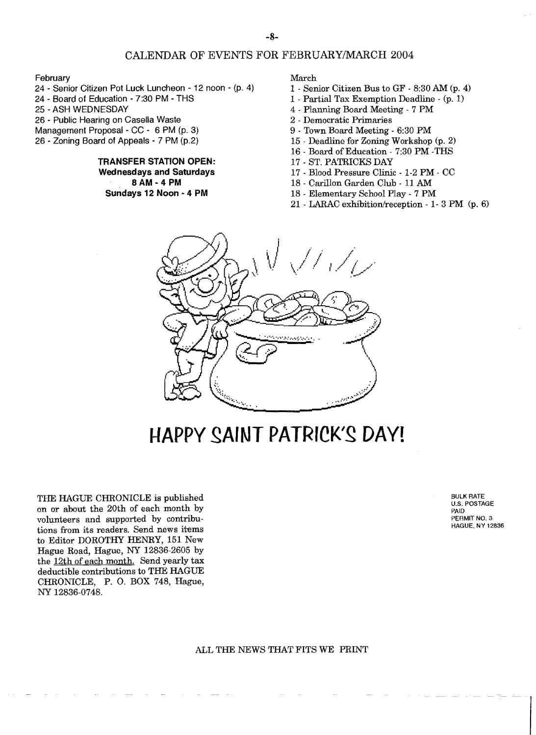## CALENDAR OF EVENTS FOR FEBRUARY/MARCH 2004

**February**

24 - Senior Citizen Pot Luck Luncheon - 12 noon - (p. 4)
24 - Board of Education - 7:30 PM - THS
25 - ASH WEDNESDAY
26 - Public Hearing on Casella Waste Management Proposal - CC - 6 PM (p. 3)
26 - Zoning Board of Appeals - 7 PM (p.2)

**TRANSFER STATION OPEN:**
**Wednesdays and Saturdays**
**8 AM - 4 PM**
**Sundays 12 Noon - 4 PM**

**March**

1 - Senior Citizen Bus to GF - 8:30 AM (p. 4)
1 - Partial Tax Exemption Deadline - (p. 1)
4 - Planning Board Meeting - 7 PM
2 - Democratic Primaries
9 - Town Board Meeting - 6:30 PM
15 - Deadline for Zoning Workshop (p. 2)
16 - Board of Education - 7:30 PM -THS
17 - ST. PATRICKS DAY
17 - Blood Pressure Clinic - 1-2 PM - CC
18 - Carillon Garden Club - 11 AM
18 - Elementary School Play - 7 PM
21 - LARAC exhibition/reception - 1- 3 PM (p. 6)

# HAPPY SAINT PATRICK'S DAY!

THE HAGUE CHRONICLE is published on or about the 20th of each month by volunteers and supported by contributions from its readers. Send news items to Editor DOROTHY HENRY, 151 New Hague Road, Hague, NY 12836-2605 by the 12th of each month. Send yearly tax deductible contributions to THE HAGUE CHRONICLE, P. O. BOX 748, Hague, NY 12836-0748.

BULK RATE
U.S. POSTAGE
PAID
PERMIT NO. 3
HAGUE, NY 12836

ALL THE NEWS THAT FITS WE PRINT